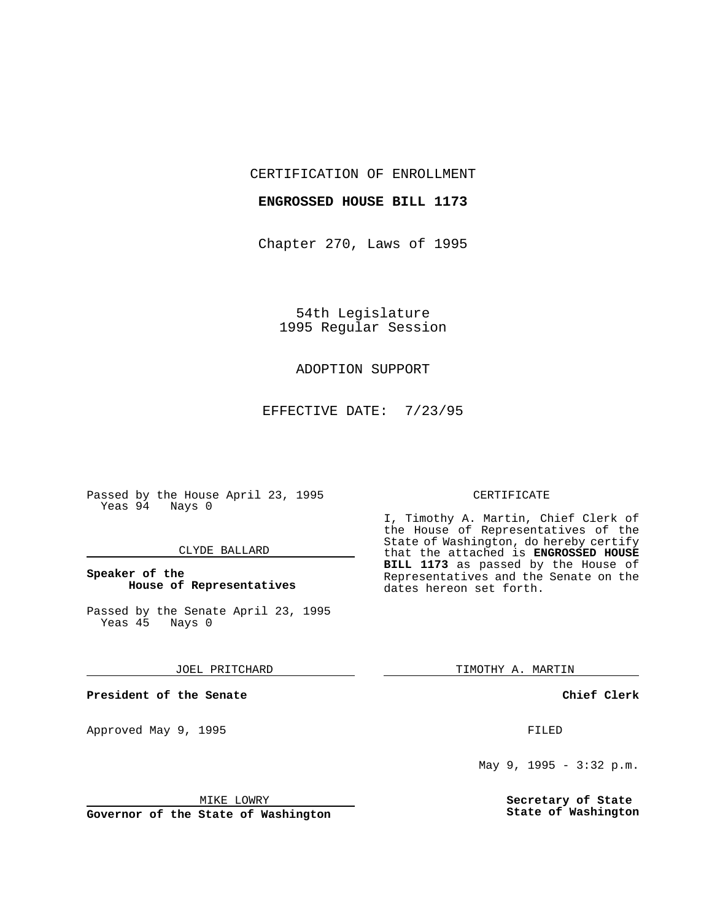CERTIFICATION OF ENROLLMENT

**ENGROSSED HOUSE BILL 1173**

Chapter 270, Laws of 1995

54th Legislature
1995 Regular Session

ADOPTION SUPPORT

EFFECTIVE DATE: 7/23/95

Passed by the House April 23, 1995
Yeas 94 Nays 0

CLYDE BALLARD

**Speaker of the House of Representatives**

Passed by the Senate April 23, 1995
Yeas 45 Nays 0

JOEL PRITCHARD

**President of the Senate**

Approved May 9, 1995

MIKE LOWRY

**Governor of the State of Washington**

CERTIFICATE

I, Timothy A. Martin, Chief Clerk of the House of Representatives of the State of Washington, do hereby certify that the attached is **ENGROSSED HOUSE BILL 1173** as passed by the House of Representatives and the Senate on the dates hereon set forth.

TIMOTHY A. MARTIN

**Chief Clerk**

FILED

May 9, 1995 - 3:32 p.m.

**Secretary of State**
**State of Washington**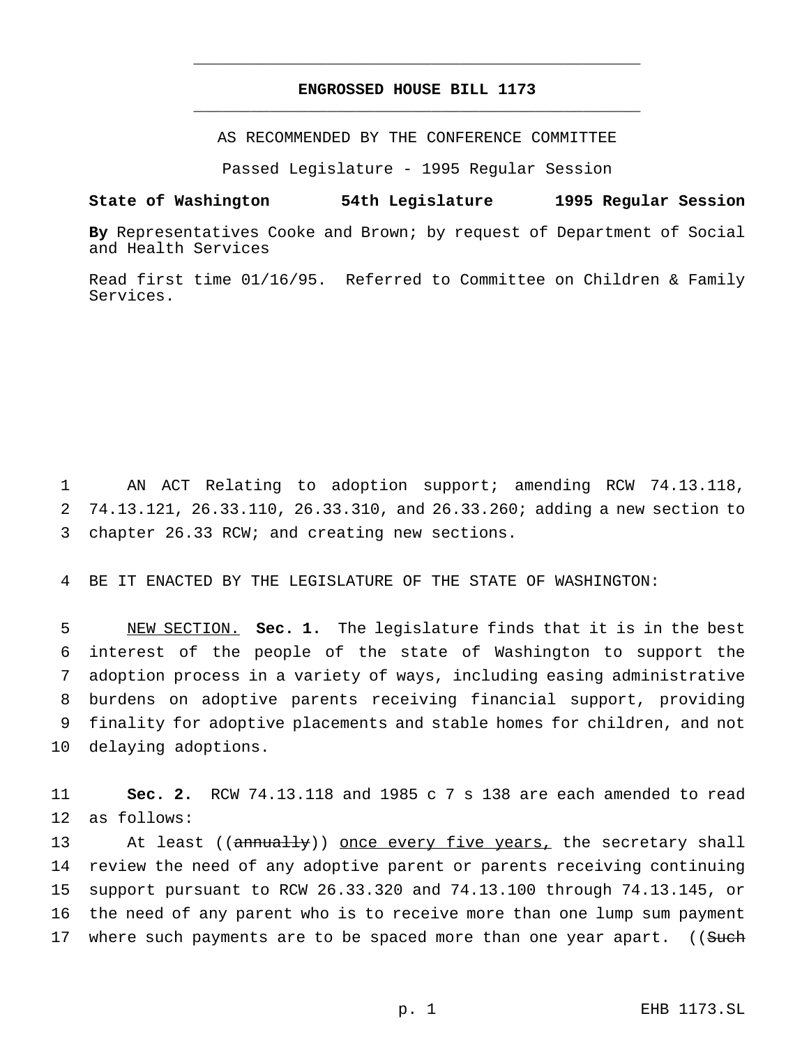# ENGROSSED HOUSE BILL 1173

AS RECOMMENDED BY THE CONFERENCE COMMITTEE

Passed Legislature - 1995 Regular Session

**State of Washington 54th Legislature 1995 Regular Session**

**By** Representatives Cooke and Brown; by request of Department of Social and Health Services

Read first time 01/16/95. Referred to Committee on Children & Family Services.

AN ACT Relating to adoption support; amending RCW 74.13.118, 74.13.121, 26.33.110, 26.33.310, and 26.33.260; adding a new section to chapter 26.33 RCW; and creating new sections.

BE IT ENACTED BY THE LEGISLATURE OF THE STATE OF WASHINGTON:

NEW SECTION. **Sec. 1.** The legislature finds that it is in the best interest of the people of the state of Washington to support the adoption process in a variety of ways, including easing administrative burdens on adoptive parents receiving financial support, providing finality for adoptive placements and stable homes for children, and not delaying adoptions.

**Sec. 2.** RCW 74.13.118 and 1985 c 7 s 138 are each amended to read as follows:

At least ((~~annually~~)) once every five years, the secretary shall review the need of any adoptive parent or parents receiving continuing support pursuant to RCW 26.33.320 and 74.13.100 through 74.13.145, or the need of any parent who is to receive more than one lump sum payment where such payments are to be spaced more than one year apart. ((~~Such~~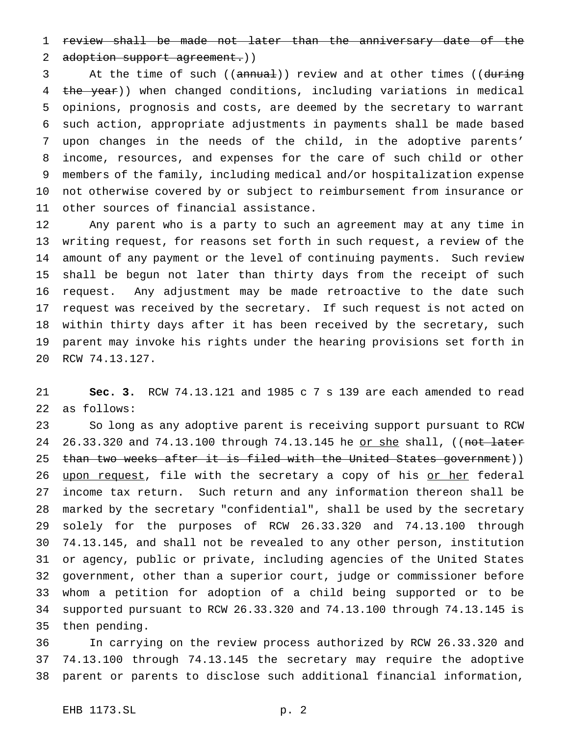~~review shall be made not later than the anniversary date of the adoption support agreement.~~))

At the time of such ((~~annual~~)) review and at other times ((~~during the year~~)) when changed conditions, including variations in medical opinions, prognosis and costs, are deemed by the secretary to warrant such action, appropriate adjustments in payments shall be made based upon changes in the needs of the child, in the adoptive parents' income, resources, and expenses for the care of such child or other members of the family, including medical and/or hospitalization expense not otherwise covered by or subject to reimbursement from insurance or other sources of financial assistance.

Any parent who is a party to such an agreement may at any time in writing request, for reasons set forth in such request, a review of the amount of any payment or the level of continuing payments. Such review shall be begun not later than thirty days from the receipt of such request. Any adjustment may be made retroactive to the date such request was received by the secretary. If such request is not acted on within thirty days after it has been received by the secretary, such parent may invoke his rights under the hearing provisions set forth in RCW 74.13.127.

**Sec. 3.** RCW 74.13.121 and 1985 c 7 s 139 are each amended to read as follows:

So long as any adoptive parent is receiving support pursuant to RCW 26.33.320 and 74.13.100 through 74.13.145 he <u>or she</u> shall, ((~~not later than two weeks after it is filed with the United States government~~)) <u>upon request</u>, file with the secretary a copy of his <u>or her</u> federal income tax return. Such return and any information thereon shall be marked by the secretary "confidential", shall be used by the secretary solely for the purposes of RCW 26.33.320 and 74.13.100 through 74.13.145, and shall not be revealed to any other person, institution or agency, public or private, including agencies of the United States government, other than a superior court, judge or commissioner before whom a petition for adoption of a child being supported or to be supported pursuant to RCW 26.33.320 and 74.13.100 through 74.13.145 is then pending.

In carrying on the review process authorized by RCW 26.33.320 and 74.13.100 through 74.13.145 the secretary may require the adoptive parent or parents to disclose such additional financial information,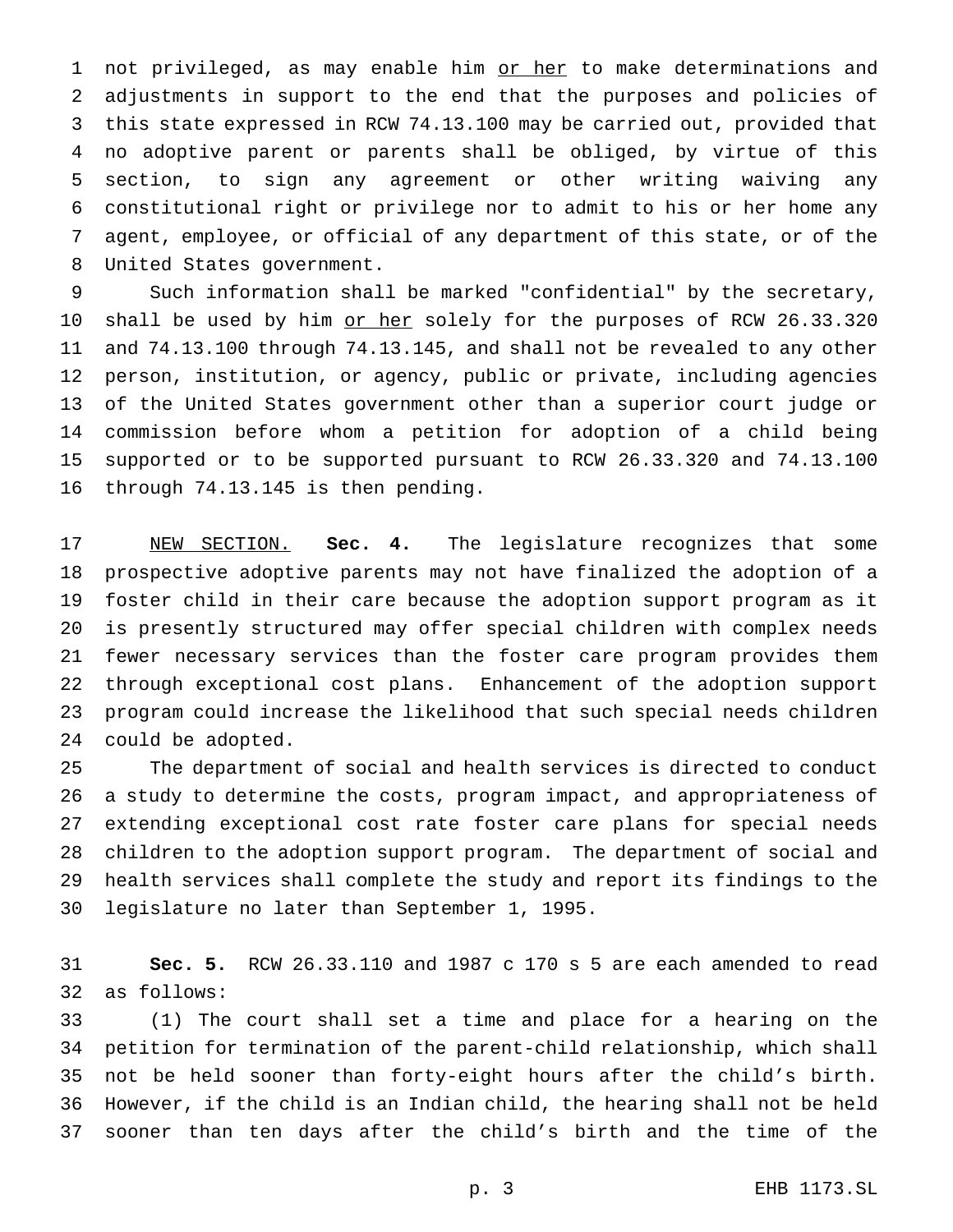not privileged, as may enable him or her to make determinations and adjustments in support to the end that the purposes and policies of this state expressed in RCW 74.13.100 may be carried out, provided that no adoptive parent or parents shall be obliged, by virtue of this section, to sign any agreement or other writing waiving any constitutional right or privilege nor to admit to his or her home any agent, employee, or official of any department of this state, or of the United States government.

Such information shall be marked "confidential" by the secretary, shall be used by him or her solely for the purposes of RCW 26.33.320 and 74.13.100 through 74.13.145, and shall not be revealed to any other person, institution, or agency, public or private, including agencies of the United States government other than a superior court judge or commission before whom a petition for adoption of a child being supported or to be supported pursuant to RCW 26.33.320 and 74.13.100 through 74.13.145 is then pending.

NEW SECTION. **Sec. 4.** The legislature recognizes that some prospective adoptive parents may not have finalized the adoption of a foster child in their care because the adoption support program as it is presently structured may offer special children with complex needs fewer necessary services than the foster care program provides them through exceptional cost plans. Enhancement of the adoption support program could increase the likelihood that such special needs children could be adopted.

The department of social and health services is directed to conduct a study to determine the costs, program impact, and appropriateness of extending exceptional cost rate foster care plans for special needs children to the adoption support program. The department of social and health services shall complete the study and report its findings to the legislature no later than September 1, 1995.

**Sec. 5.** RCW 26.33.110 and 1987 c 170 s 5 are each amended to read as follows:

(1) The court shall set a time and place for a hearing on the petition for termination of the parent-child relationship, which shall not be held sooner than forty-eight hours after the child's birth. However, if the child is an Indian child, the hearing shall not be held sooner than ten days after the child's birth and the time of the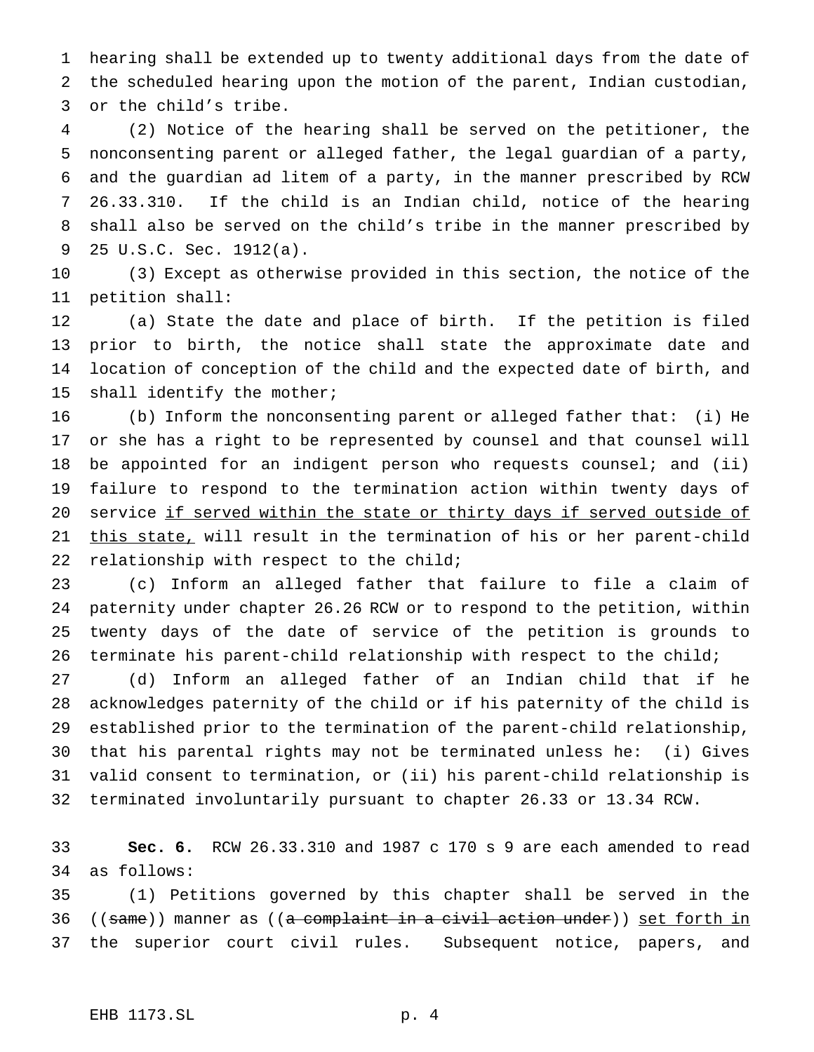hearing shall be extended up to twenty additional days from the date of the scheduled hearing upon the motion of the parent, Indian custodian, or the child's tribe.

(2) Notice of the hearing shall be served on the petitioner, the nonconsenting parent or alleged father, the legal guardian of a party, and the guardian ad litem of a party, in the manner prescribed by RCW 26.33.310. If the child is an Indian child, notice of the hearing shall also be served on the child's tribe in the manner prescribed by 25 U.S.C. Sec. 1912(a).

(3) Except as otherwise provided in this section, the notice of the petition shall:

(a) State the date and place of birth. If the petition is filed prior to birth, the notice shall state the approximate date and location of conception of the child and the expected date of birth, and shall identify the mother;

(b) Inform the nonconsenting parent or alleged father that: (i) He or she has a right to be represented by counsel and that counsel will be appointed for an indigent person who requests counsel; and (ii) failure to respond to the termination action within twenty days of service <u>if served within the state or thirty days if served outside of this state,</u> will result in the termination of his or her parent-child relationship with respect to the child;

(c) Inform an alleged father that failure to file a claim of paternity under chapter 26.26 RCW or to respond to the petition, within twenty days of the date of service of the petition is grounds to terminate his parent-child relationship with respect to the child;

(d) Inform an alleged father of an Indian child that if he acknowledges paternity of the child or if his paternity of the child is established prior to the termination of the parent-child relationship, that his parental rights may not be terminated unless he: (i) Gives valid consent to termination, or (ii) his parent-child relationship is terminated involuntarily pursuant to chapter 26.33 or 13.34 RCW.

**Sec. 6.** RCW 26.33.310 and 1987 c 170 s 9 are each amended to read as follows:

(1) Petitions governed by this chapter shall be served in the ((~~same~~)) manner as ((~~a complaint in a civil action under~~)) <u>set forth in</u> the superior court civil rules. Subsequent notice, papers, and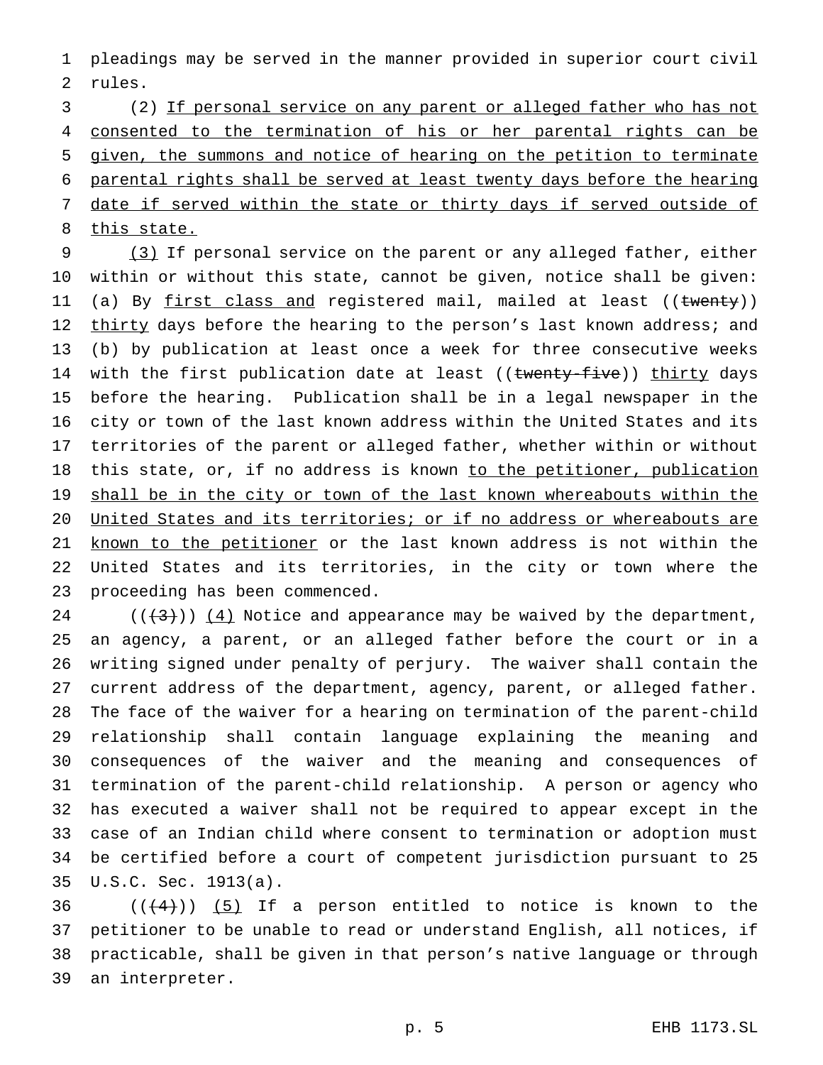pleadings may be served in the manner provided in superior court civil rules.

(2) <u>If personal service on any parent or alleged father who has not consented to the termination of his or her parental rights can be given, the summons and notice of hearing on the petition to terminate parental rights shall be served at least twenty days before the hearing date if served within the state or thirty days if served outside of this state.</u>

<u>(3)</u> If personal service on the parent or any alleged father, either within or without this state, cannot be given, notice shall be given: (a) By <u>first class and</u> registered mail, mailed at least ((~~twenty~~)) <u>thirty</u> days before the hearing to the person's last known address; and (b) by publication at least once a week for three consecutive weeks with the first publication date at least ((~~twenty-five~~)) <u>thirty</u> days before the hearing. Publication shall be in a legal newspaper in the city or town of the last known address within the United States and its territories of the parent or alleged father, whether within or without this state, or, if no address is known <u>to the petitioner, publication shall be in the city or town of the last known whereabouts within the United States and its territories; or if no address or whereabouts are known to the petitioner</u> or the last known address is not within the United States and its territories, in the city or town where the proceeding has been commenced.

((~~(3)~~)) <u>(4)</u> Notice and appearance may be waived by the department, an agency, a parent, or an alleged father before the court or in a writing signed under penalty of perjury. The waiver shall contain the current address of the department, agency, parent, or alleged father. The face of the waiver for a hearing on termination of the parent-child relationship shall contain language explaining the meaning and consequences of the waiver and the meaning and consequences of termination of the parent-child relationship. A person or agency who has executed a waiver shall not be required to appear except in the case of an Indian child where consent to termination or adoption must be certified before a court of competent jurisdiction pursuant to 25 U.S.C. Sec. 1913(a).

((~~(4)~~)) <u>(5)</u> If a person entitled to notice is known to the petitioner to be unable to read or understand English, all notices, if practicable, shall be given in that person's native language or through an interpreter.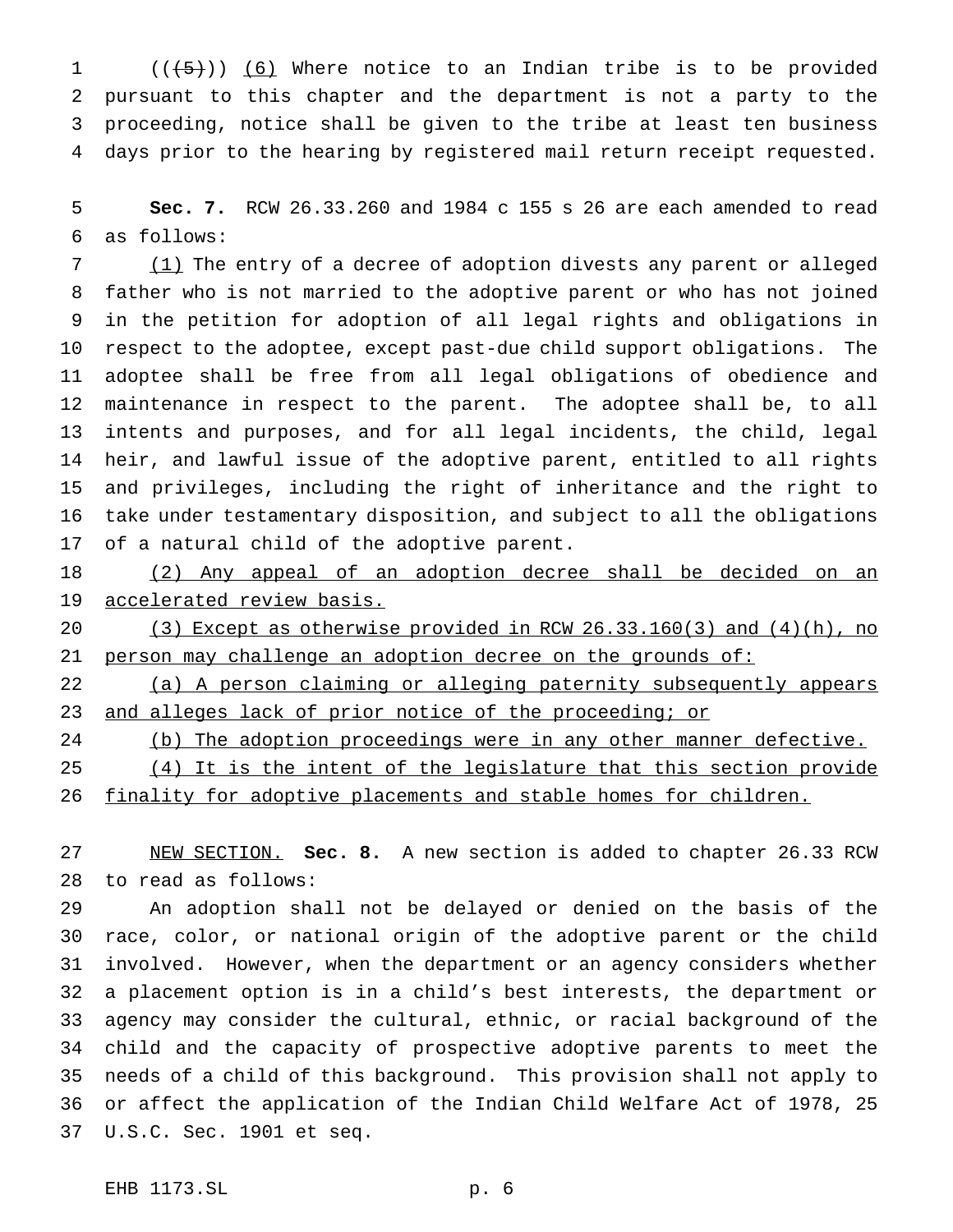((~~(5)~~)) <u>(6)</u> Where notice to an Indian tribe is to be provided pursuant to this chapter and the department is not a party to the proceeding, notice shall be given to the tribe at least ten business days prior to the hearing by registered mail return receipt requested.

**Sec. 7.** RCW 26.33.260 and 1984 c 155 s 26 are each amended to read as follows:

<u>(1)</u> The entry of a decree of adoption divests any parent or alleged father who is not married to the adoptive parent or who has not joined in the petition for adoption of all legal rights and obligations in respect to the adoptee, except past-due child support obligations. The adoptee shall be free from all legal obligations of obedience and maintenance in respect to the parent. The adoptee shall be, to all intents and purposes, and for all legal incidents, the child, legal heir, and lawful issue of the adoptive parent, entitled to all rights and privileges, including the right of inheritance and the right to take under testamentary disposition, and subject to all the obligations of a natural child of the adoptive parent.

<u>(2) Any appeal of an adoption decree shall be decided on an accelerated review basis.</u>

<u>(3) Except as otherwise provided in RCW 26.33.160(3) and (4)(h), no person may challenge an adoption decree on the grounds of:</u>

<u>(a) A person claiming or alleging paternity subsequently appears and alleges lack of prior notice of the proceeding; or</u>

<u>(b) The adoption proceedings were in any other manner defective.</u>

<u>(4) It is the intent of the legislature that this section provide finality for adoptive placements and stable homes for children.</u>

<u>NEW SECTION.</u> **Sec. 8.** A new section is added to chapter 26.33 RCW to read as follows:

An adoption shall not be delayed or denied on the basis of the race, color, or national origin of the adoptive parent or the child involved. However, when the department or an agency considers whether a placement option is in a child's best interests, the department or agency may consider the cultural, ethnic, or racial background of the child and the capacity of prospective adoptive parents to meet the needs of a child of this background. This provision shall not apply to or affect the application of the Indian Child Welfare Act of 1978, 25 U.S.C. Sec. 1901 et seq.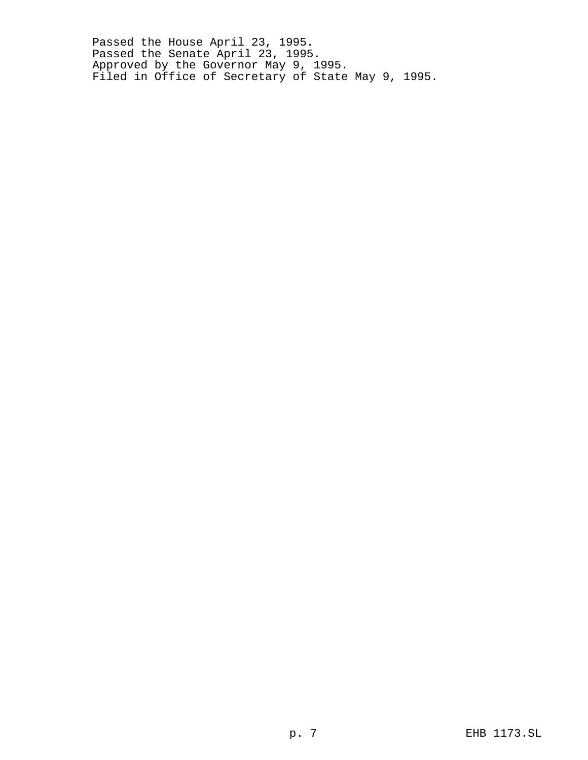Passed the House April 23, 1995.
Passed the Senate April 23, 1995.
Approved by the Governor May 9, 1995.
Filed in Office of Secretary of State May 9, 1995.